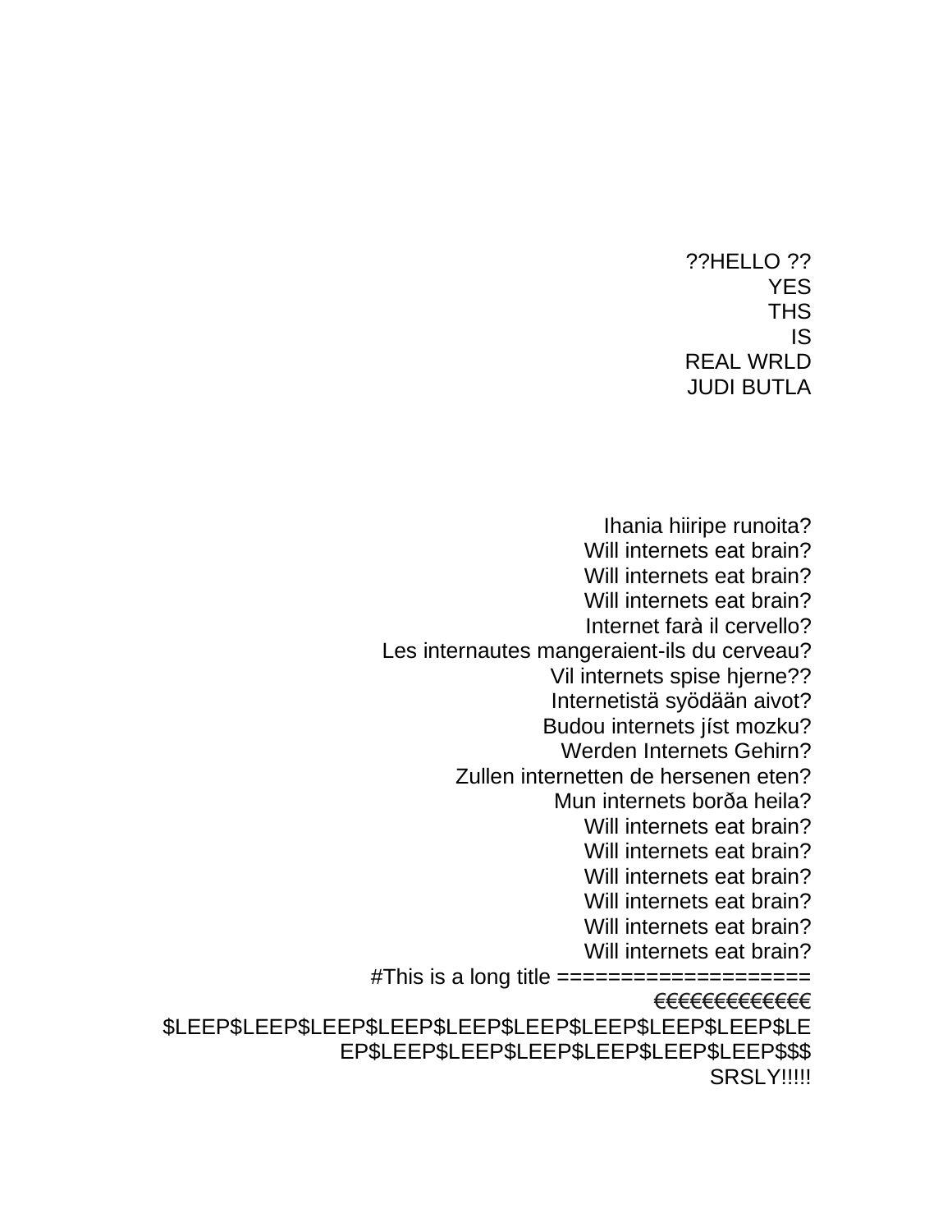??HELLO ??
YES
THS
IS
REAL WRLD
JUDI BUTLA

Ihania hiiripe runoita?
Will internets eat brain?
Will internets eat brain?
Will internets eat brain?
Internet farà il cervello?
Les internautes mangeraient-ils du cerveau?
Vil internets spise hjerne??
Internetistä syödään aivot?
Budou internets jíst mozku?
Werden Internets Gehirn?
Zullen internetten de hersenen eten?
Mun internets borða heila?
Will internets eat brain?
Will internets eat brain?
Will internets eat brain?
Will internets eat brain?
Will internets eat brain?
Will internets eat brain?
#This is a long title ===================
€€€€€€€€€€€€€
$LEEP$LEEP$LEEP$LEEP$LEEP$LEEP$LEEP$LEEP$LEEP$LEEP$LEEP$LEEP$LEEP$LEEP$LEEP$LEEP$$$
SRSLY!!!!!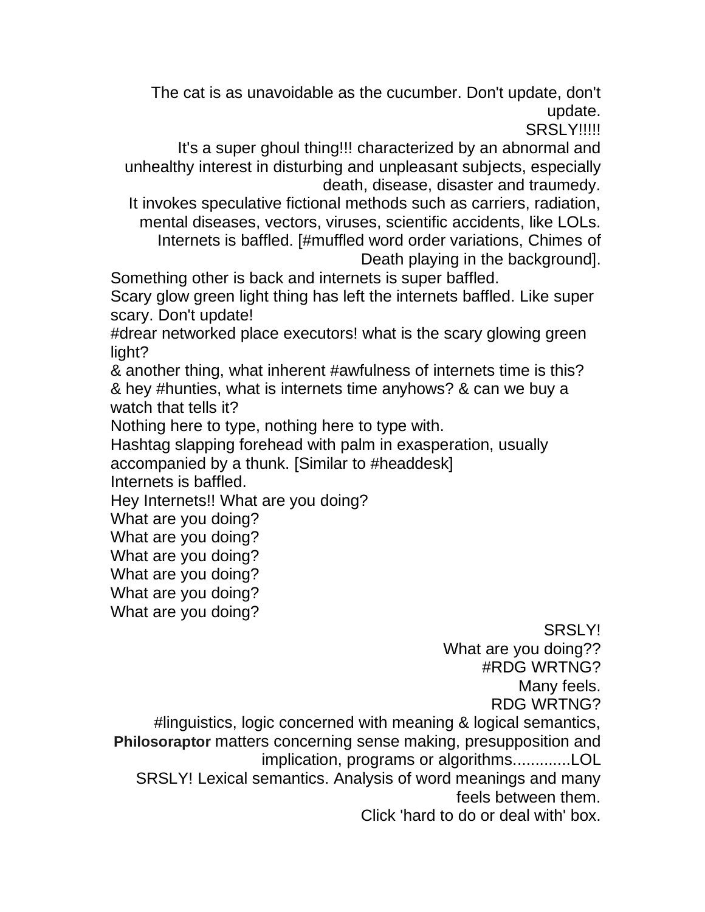The cat is as unavoidable as the cucumber. Don't update, don't update.

SRSLY!!!!!

It's a super ghoul thing!!! characterized by an abnormal and unhealthy interest in disturbing and unpleasant subjects, especially death, disease, disaster and traumedy.

It invokes speculative fictional methods such as carriers, radiation, mental diseases, vectors, viruses, scientific accidents, like LOLs.

Internets is baffled. [#muffled word order variations, Chimes of Death playing in the background].

Something other is back and internets is super baffled.

Scary glow green light thing has left the internets baffled. Like super scary. Don't update!

#drear networked place executors! what is the scary glowing green light?

& another thing, what inherent #awfulness of internets time is this?

& hey #hunties, what is internets time anyhows? & can we buy a watch that tells it?

Nothing here to type, nothing here to type with.

Hashtag slapping forehead with palm in exasperation, usually accompanied by a thunk. [Similar to #headdesk]

Internets is baffled.

Hey Internets!! What are you doing?

What are you doing?

What are you doing?

What are you doing?

What are you doing?

What are you doing?

What are you doing?

SRSLY!

What are you doing??

#RDG WRTNG?

Many feels.

RDG WRTNG?

#linguistics, logic concerned with meaning & logical semantics, **Philosoraptor** matters concerning sense making, presupposition and implication, programs or algorithms.............LOL

SRSLY! Lexical semantics. Analysis of word meanings and many feels between them.

Click 'hard to do or deal with' box.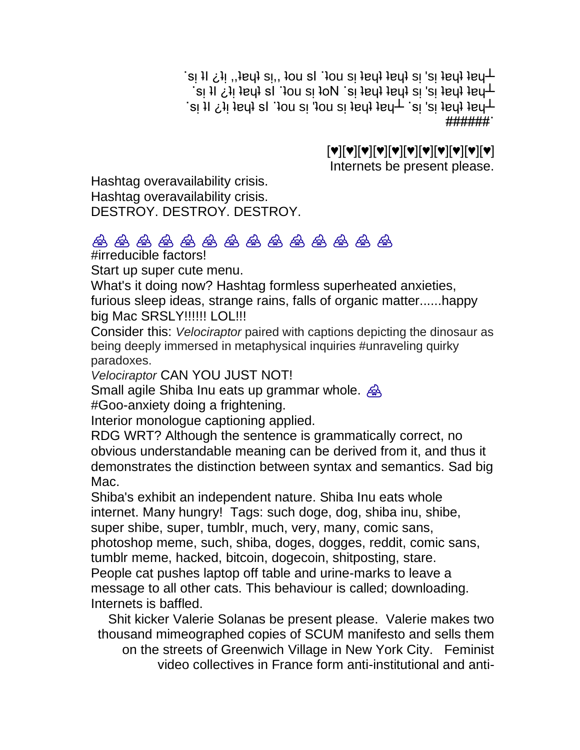˙sı ʇı ¿ʇı ,,ʇɐɥʇ sı,, ʇou sI ˙ʇou sı ʇɐɥʇ ʇɐɥʇ sı 'sı ʇɐɥʇ ʇɐɥ┴
˙sı ʇı ¿ʇı ʇɐɥʇ sI ˙ʇou sı ʇoN ˙sı ʇɐɥʇ ʇɐɥʇ sı 'sı ʇɐɥʇ ʇɐɥ┴
˙sı ʇı ¿ʇı ʇɐɥʇ sI ˙ʇou sı 'ʇou sı ʇɐɥʇ ʇɐɥ┴ ˙sı 'sı ʇɐɥʇ ʇɐɥ┴
######˙

[♥][♥][♥][♥][♥][♥][♥][♥][♥][♥][♥][♥]
Internets be present please.

Hashtag overavailability crisis.
Hashtag overavailability crisis.
DESTROY. DESTROY. DESTROY.

💩 💩 💩 💩 💩 💩 💩 💩 💩 💩 💩 💩 💩 💩
#irreducible factors!
Start up super cute menu.
What's it doing now? Hashtag formless superheated anxieties, furious sleep ideas, strange rains, falls of organic matter......happy big Mac SRSLY!!!!!! LOL!!!
Consider this: *Velociraptor* paired with captions depicting the dinosaur as being deeply immersed in metaphysical inquiries #unraveling quirky paradoxes.
*Velociraptor* CAN YOU JUST NOT!
Small agile Shiba Inu eats up grammar whole. 💩
#Goo-anxiety doing a frightening.
Interior monologue captioning applied.
RDG WRT? Although the sentence is grammatically correct, no obvious understandable meaning can be derived from it, and thus it demonstrates the distinction between syntax and semantics. Sad big Mac.
Shiba's exhibit an independent nature. Shiba Inu eats whole internet. Many hungry! Tags: such doge, dog, shiba inu, shibe, super shibe, super, tumblr, much, very, many, comic sans, photoshop meme, such, shiba, doges, dogges, reddit, comic sans, tumblr meme, hacked, bitcoin, dogecoin, shitposting, stare.
People cat pushes laptop off table and urine-marks to leave a message to all other cats. This behaviour is called; downloading.
Internets is baffled.

Shit kicker Valerie Solanas be present please. Valerie makes two thousand mimeographed copies of SCUM manifesto and sells them on the streets of Greenwich Village in New York City. Feminist video collectives in France form anti-institutional and anti-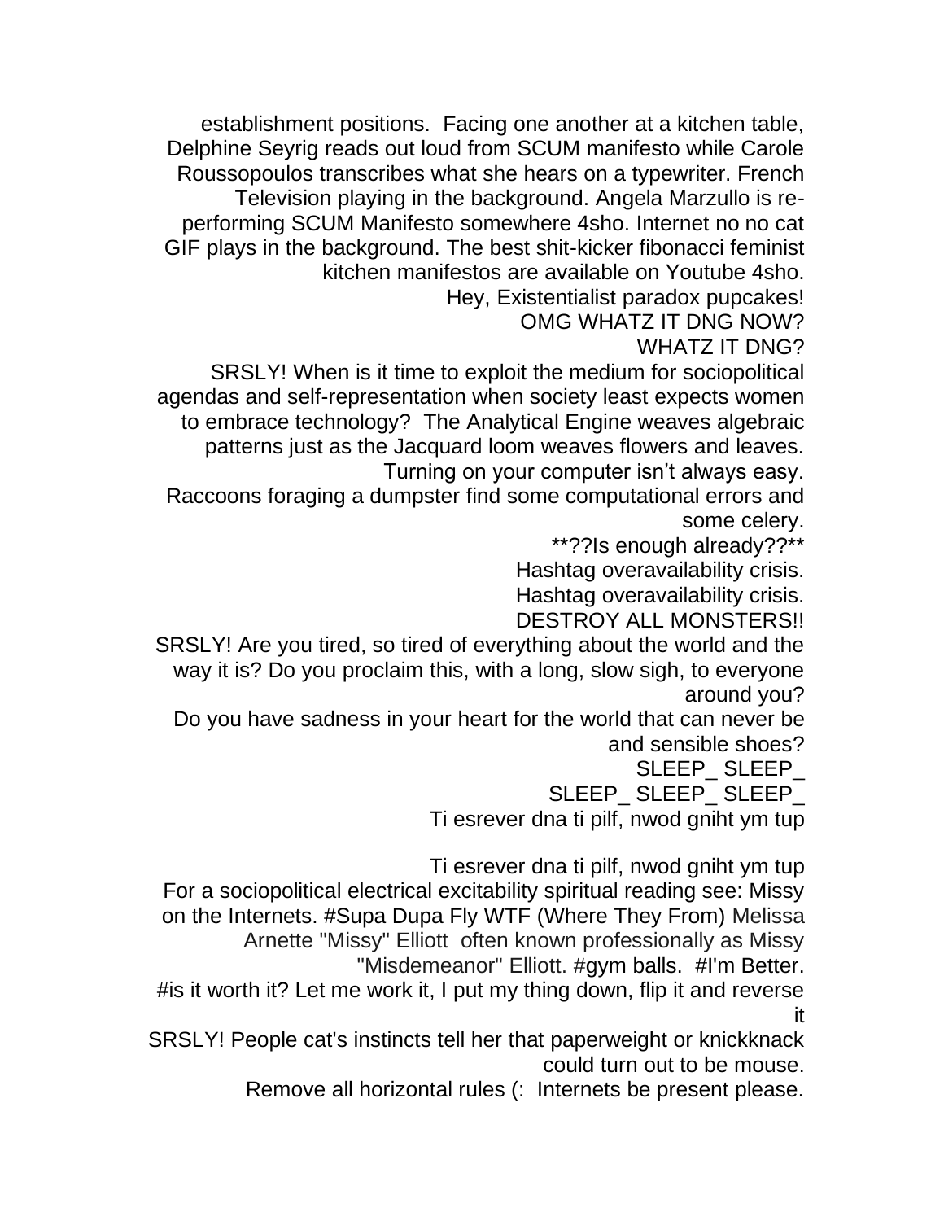establishment positions. Facing one another at a kitchen table, Delphine Seyrig reads out loud from SCUM manifesto while Carole Roussopoulos transcribes what she hears on a typewriter. French Television playing in the background. Angela Marzullo is re-performing SCUM Manifesto somewhere 4sho. Internet no no cat GIF plays in the background. The best shit-kicker fibonacci feminist kitchen manifestos are available on Youtube 4sho.

Hey, Existentialist paradox pupcakes!

OMG WHATZ IT DNG NOW?

WHATZ IT DNG?

SRSLY! When is it time to exploit the medium for sociopolitical agendas and self-representation when society least expects women to embrace technology? The Analytical Engine weaves algebraic patterns just as the Jacquard loom weaves flowers and leaves. Turning on your computer isn't always easy.

Raccoons foraging a dumpster find some computational errors and some celery.

**??Is enough already??**

Hashtag overavailability crisis.

Hashtag overavailability crisis.

DESTROY ALL MONSTERS!!

SRSLY! Are you tired, so tired of everything about the world and the way it is? Do you proclaim this, with a long, slow sigh, to everyone around you?

Do you have sadness in your heart for the world that can never be and sensible shoes?

SLEEP_ SLEEP_

SLEEP_ SLEEP_ SLEEP_

Ti esrever dna ti pilf, nwod gniht ym tup

Ti esrever dna ti pilf, nwod gniht ym tup

For a sociopolitical electrical excitability spiritual reading see: Missy on the Internets. #Supa Dupa Fly WTF (Where They From) Melissa Arnette "Missy" Elliott often known professionally as Missy "Misdemeanor" Elliott. #gym balls. #I'm Better.

#is it worth it? Let me work it, I put my thing down, flip it and reverse it

SRSLY! People cat's instincts tell her that paperweight or knickknack could turn out to be mouse.

Remove all horizontal rules (: Internets be present please.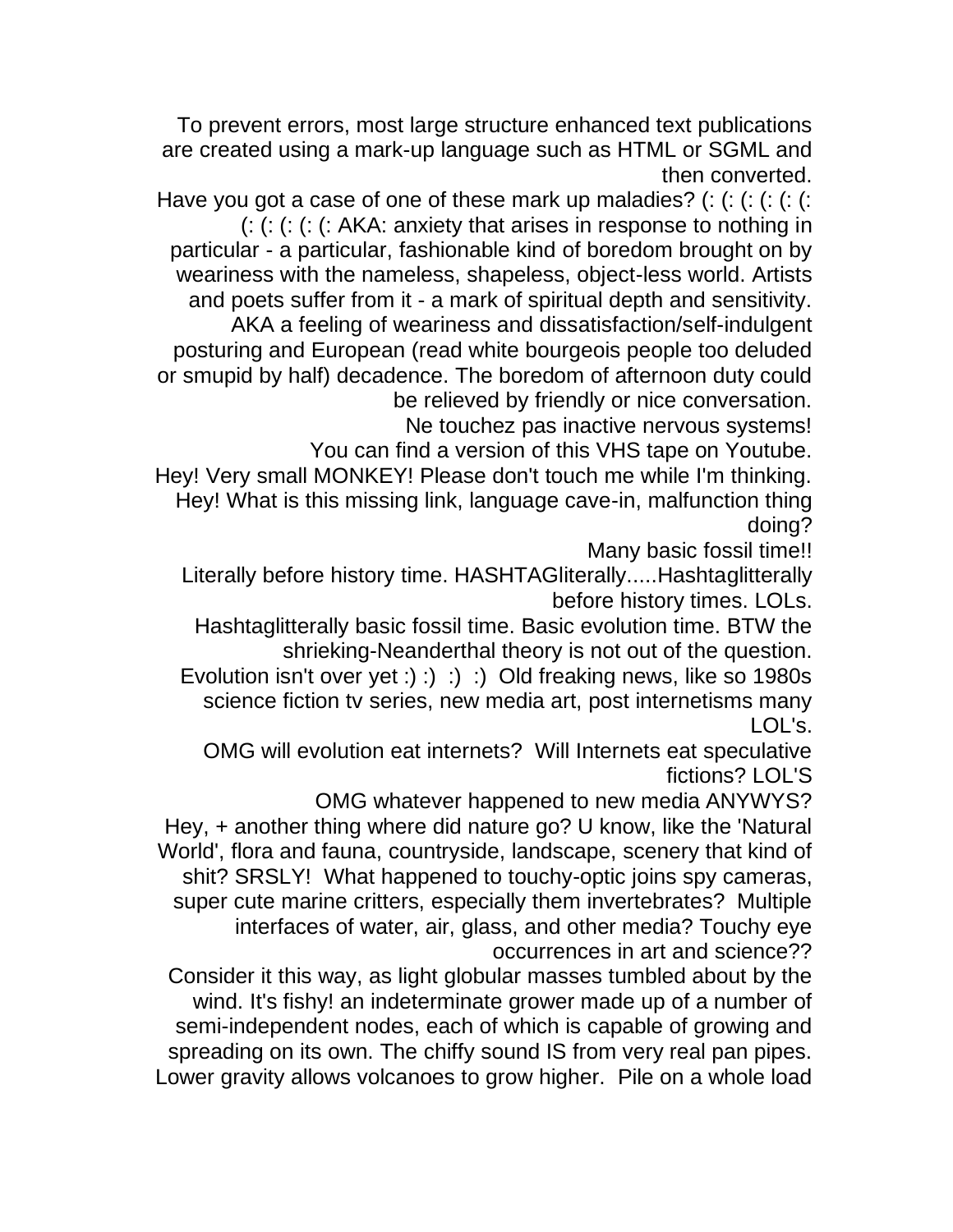To prevent errors, most large structure enhanced text publications are created using a mark-up language such as HTML or SGML and then converted.

Have you got a case of one of these mark up maladies? (: (: (: (: (: (: (: (: (: (: (: AKA: anxiety that arises in response to nothing in particular - a particular, fashionable kind of boredom brought on by weariness with the nameless, shapeless, object-less world. Artists and poets suffer from it - a mark of spiritual depth and sensitivity. AKA a feeling of weariness and dissatisfaction/self-indulgent posturing and European (read white bourgeois people too deluded or smupid by half) decadence. The boredom of afternoon duty could be relieved by friendly or nice conversation.

Ne touchez pas inactive nervous systems!

You can find a version of this VHS tape on Youtube.

Hey! Very small MONKEY! Please don't touch me while I'm thinking.

Hey! What is this missing link, language cave-in, malfunction thing doing?

Many basic fossil time!!

Literally before history time. HASHTAGliterally.....Hashtaglitterally before history times. LOLs.

Hashtaglitterally basic fossil time. Basic evolution time. BTW the shrieking-Neanderthal theory is not out of the question.

Evolution isn't over yet :) :) :) :) Old freaking news, like so 1980s science fiction tv series, new media art, post internetisms many LOL's.

OMG will evolution eat internets? Will Internets eat speculative fictions? LOL'S

OMG whatever happened to new media ANYWYS?

Hey, + another thing where did nature go? U know, like the 'Natural World', flora and fauna, countryside, landscape, scenery that kind of shit? SRSLY! What happened to touchy-optic joins spy cameras, super cute marine critters, especially them invertebrates? Multiple interfaces of water, air, glass, and other media? Touchy eye occurrences in art and science??

Consider it this way, as light globular masses tumbled about by the wind. It's fishy! an indeterminate grower made up of a number of semi-independent nodes, each of which is capable of growing and spreading on its own. The chiffy sound IS from very real pan pipes. Lower gravity allows volcanoes to grow higher. Pile on a whole load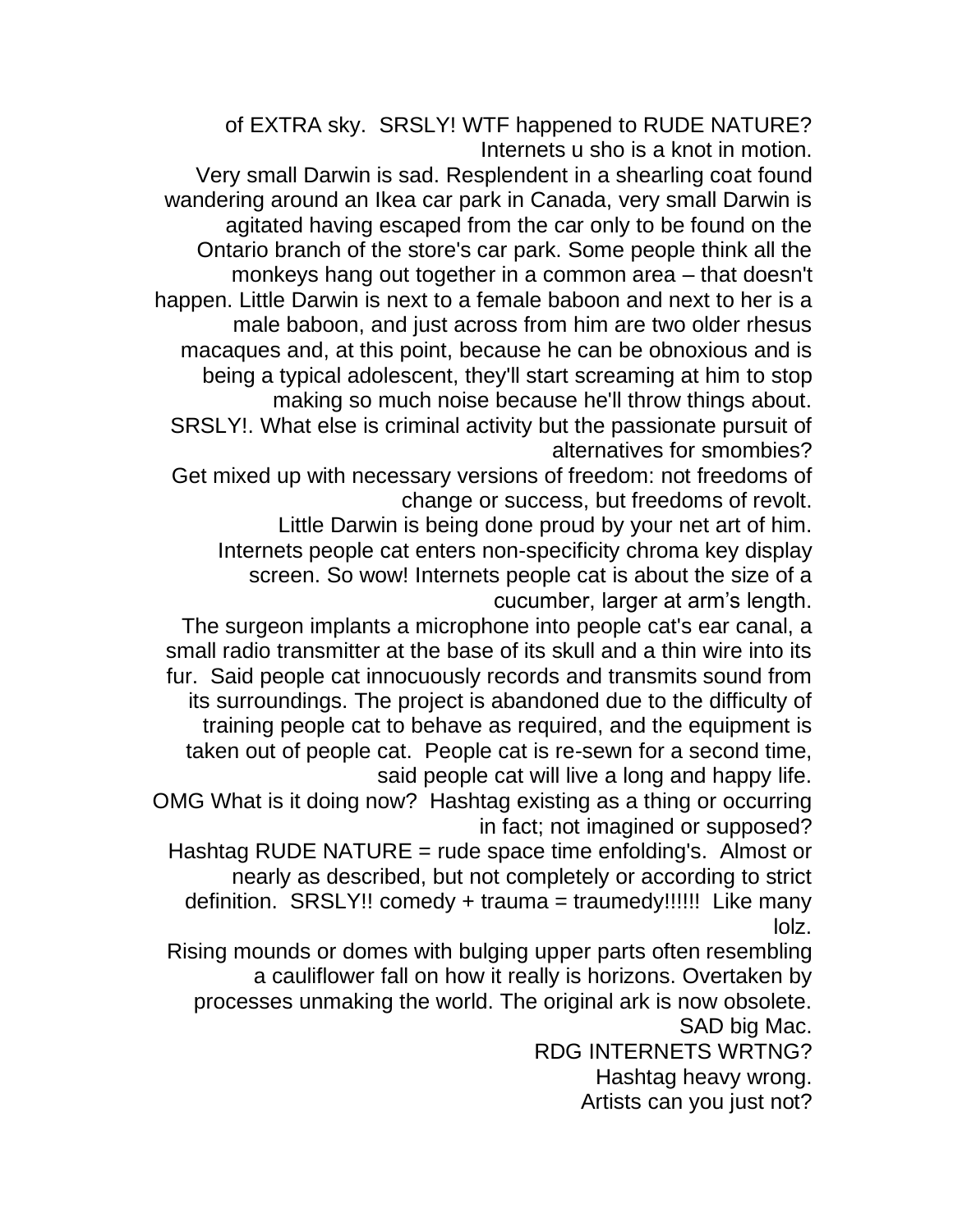of EXTRA sky. SRSLY! WTF happened to RUDE NATURE? Internets u sho is a knot in motion.

Very small Darwin is sad. Resplendent in a shearling coat found wandering around an Ikea car park in Canada, very small Darwin is agitated having escaped from the car only to be found on the Ontario branch of the store's car park. Some people think all the monkeys hang out together in a common area – that doesn't happen. Little Darwin is next to a female baboon and next to her is a male baboon, and just across from him are two older rhesus macaques and, at this point, because he can be obnoxious and is being a typical adolescent, they'll start screaming at him to stop making so much noise because he'll throw things about.

SRSLY!. What else is criminal activity but the passionate pursuit of alternatives for smombies?

Get mixed up with necessary versions of freedom: not freedoms of change or success, but freedoms of revolt.

Little Darwin is being done proud by your net art of him.

Internets people cat enters non-specificity chroma key display screen. So wow! Internets people cat is about the size of a cucumber, larger at arm's length.

The surgeon implants a microphone into people cat's ear canal, a small radio transmitter at the base of its skull and a thin wire into its fur. Said people cat innocuously records and transmits sound from its surroundings. The project is abandoned due to the difficulty of training people cat to behave as required, and the equipment is taken out of people cat. People cat is re-sewn for a second time, said people cat will live a long and happy life.

OMG What is it doing now? Hashtag existing as a thing or occurring in fact; not imagined or supposed?

Hashtag RUDE NATURE = rude space time enfolding's. Almost or nearly as described, but not completely or according to strict definition. SRSLY!! comedy + trauma = traumedy!!!!!! Like many lolz.

Rising mounds or domes with bulging upper parts often resembling a cauliflower fall on how it really is horizons. Overtaken by processes unmaking the world. The original ark is now obsolete. SAD big Mac.

RDG INTERNETS WRTNG?

Hashtag heavy wrong.

Artists can you just not?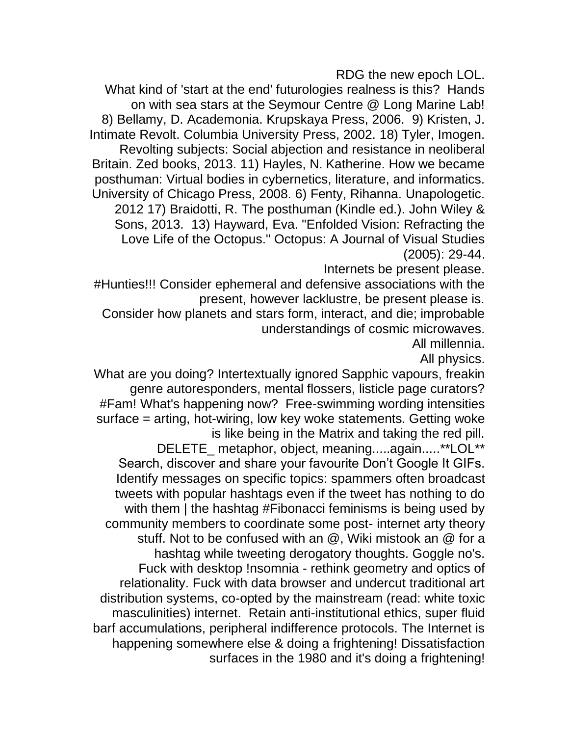RDG the new epoch LOL.

What kind of 'start at the end' futurologies realness is this? Hands on with sea stars at the Seymour Centre @ Long Marine Lab! 8) Bellamy, D. Academonia. Krupskaya Press, 2006. 9) Kristen, J. Intimate Revolt. Columbia University Press, 2002. 18) Tyler, Imogen. Revolting subjects: Social abjection and resistance in neoliberal Britain. Zed books, 2013. 11) Hayles, N. Katherine. How we became posthuman: Virtual bodies in cybernetics, literature, and informatics. University of Chicago Press, 2008. 6) Fenty, Rihanna. Unapologetic. 2012 17) Braidotti, R. The posthuman (Kindle ed.). John Wiley & Sons, 2013. 13) Hayward, Eva. "Enfolded Vision: Refracting the Love Life of the Octopus." Octopus: A Journal of Visual Studies (2005): 29-44.

Internets be present please.

#Hunties!!! Consider ephemeral and defensive associations with the present, however lacklustre, be present please is.

Consider how planets and stars form, interact, and die; improbable understandings of cosmic microwaves.

All millennia.

All physics.

What are you doing? Intertextually ignored Sapphic vapours, freakin genre autoresponders, mental flossers, listicle page curators? #Fam! What's happening now? Free-swimming wording intensities surface = arting, hot-wiring, low key woke statements. Getting woke is like being in the Matrix and taking the red pill.

DELETE_ metaphor, object, meaning.....again.....**LOL**

Search, discover and share your favourite Don't Google It GIFs. Identify messages on specific topics: spammers often broadcast tweets with popular hashtags even if the tweet has nothing to do with them | the hashtag #Fibonacci feminisms is being used by community members to coordinate some post- internet arty theory stuff. Not to be confused with an @, Wiki mistook an @ for a hashtag while tweeting derogatory thoughts. Goggle no's. Fuck with desktop !nsomnia - rethink geometry and optics of relationality. Fuck with data browser and undercut traditional art distribution systems, co-opted by the mainstream (read: white toxic masculinities) internet. Retain anti-institutional ethics, super fluid barf accumulations, peripheral indifference protocols. The Internet is happening somewhere else & doing a frightening! Dissatisfaction surfaces in the 1980 and it's doing a frightening!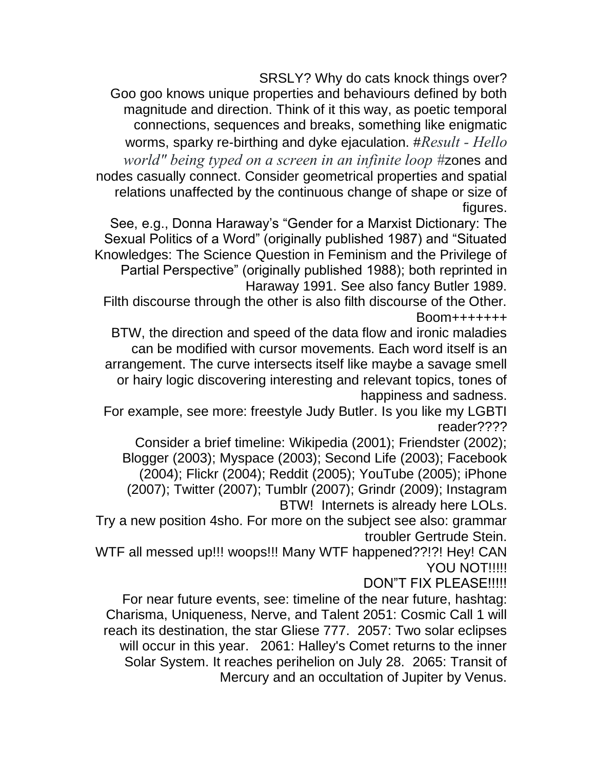SRSLY? Why do cats knock things over?

Goo goo knows unique properties and behaviours defined by both magnitude and direction. Think of it this way, as poetic temporal connections, sequences and breaks, something like enigmatic worms, sparky re-birthing and dyke ejaculation. #*Result - Hello world" being typed on a screen in an infinite loop* #zones and nodes casually connect. Consider geometrical properties and spatial relations unaffected by the continuous change of shape or size of figures.

See, e.g., Donna Haraway's "Gender for a Marxist Dictionary: The Sexual Politics of a Word" (originally published 1987) and "Situated Knowledges: The Science Question in Feminism and the Privilege of Partial Perspective" (originally published 1988); both reprinted in Haraway 1991. See also fancy Butler 1989.

Filth discourse through the other is also filth discourse of the Other. Boom+++++++

BTW, the direction and speed of the data flow and ironic maladies can be modified with cursor movements. Each word itself is an arrangement. The curve intersects itself like maybe a savage smell or hairy logic discovering interesting and relevant topics, tones of happiness and sadness.

For example, see more: freestyle Judy Butler. Is you like my LGBTI reader????

Consider a brief timeline: Wikipedia (2001); Friendster (2002); Blogger (2003); Myspace (2003); Second Life (2003); Facebook (2004); Flickr (2004); Reddit (2005); YouTube (2005); iPhone (2007); Twitter (2007); Tumblr (2007); Grindr (2009); Instagram BTW! Internets is already here LOLs.

Try a new position 4sho. For more on the subject see also: grammar troubler Gertrude Stein.

WTF all messed up!!! woops!!! Many WTF happened??!?! Hey! CAN YOU NOT!!!!!

DON"T FIX PLEASE!!!!!

For near future events, see: timeline of the near future, hashtag: Charisma, Uniqueness, Nerve, and Talent 2051: Cosmic Call 1 will reach its destination, the star Gliese 777. 2057: Two solar eclipses will occur in this year. 2061: Halley's Comet returns to the inner Solar System. It reaches perihelion on July 28. 2065: Transit of Mercury and an occultation of Jupiter by Venus.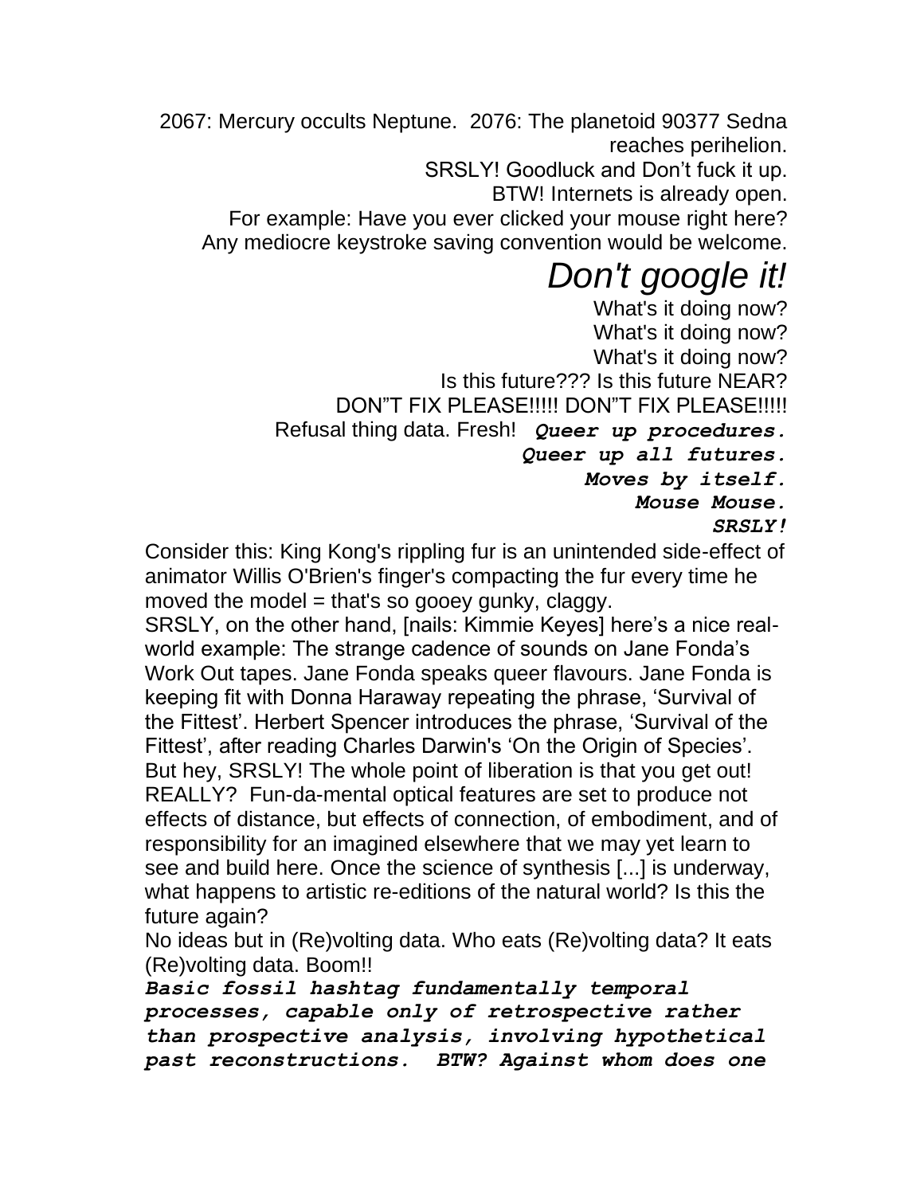2067: Mercury occults Neptune.  2076: The planetoid 90377 Sedna reaches perihelion.

SRSLY! Goodluck and Don't fuck it up.

BTW! Internets is already open.

For example: Have you ever clicked your mouse right here?

Any mediocre keystroke saving convention would be welcome.

*Don't google it!*

What's it doing now?

What's it doing now?

What's it doing now?

Is this future??? Is this future NEAR?

DON"T FIX PLEASE!!!!! DON"T FIX PLEASE!!!!!

Refusal thing data. Fresh!  ***Queer up procedures.***

***Queer up all futures.***

***Moves by itself.***

***Mouse Mouse.***

***SRSLY!***

Consider this: King Kong's rippling fur is an unintended side-effect of animator Willis O'Brien's finger's compacting the fur every time he moved the model = that's so gooey gunky, claggy.

SRSLY, on the other hand, [nails: Kimmie Keyes] here's a nice real-world example: The strange cadence of sounds on Jane Fonda's Work Out tapes. Jane Fonda speaks queer flavours. Jane Fonda is keeping fit with Donna Haraway repeating the phrase, 'Survival of the Fittest'. Herbert Spencer introduces the phrase, 'Survival of the Fittest', after reading Charles Darwin's 'On the Origin of Species'. But hey, SRSLY! The whole point of liberation is that you get out! REALLY?  Fun-da-mental optical features are set to produce not effects of distance, but effects of connection, of embodiment, and of responsibility for an imagined elsewhere that we may yet learn to see and build here. Once the science of synthesis [...] is underway, what happens to artistic re-editions of the natural world? Is this the future again?

No ideas but in (Re)volting data. Who eats (Re)volting data? It eats (Re)volting data. Boom!!

***Basic fossil hashtag fundamentally temporal processes, capable only of retrospective rather than prospective analysis, involving hypothetical past reconstructions.  BTW? Against whom does one***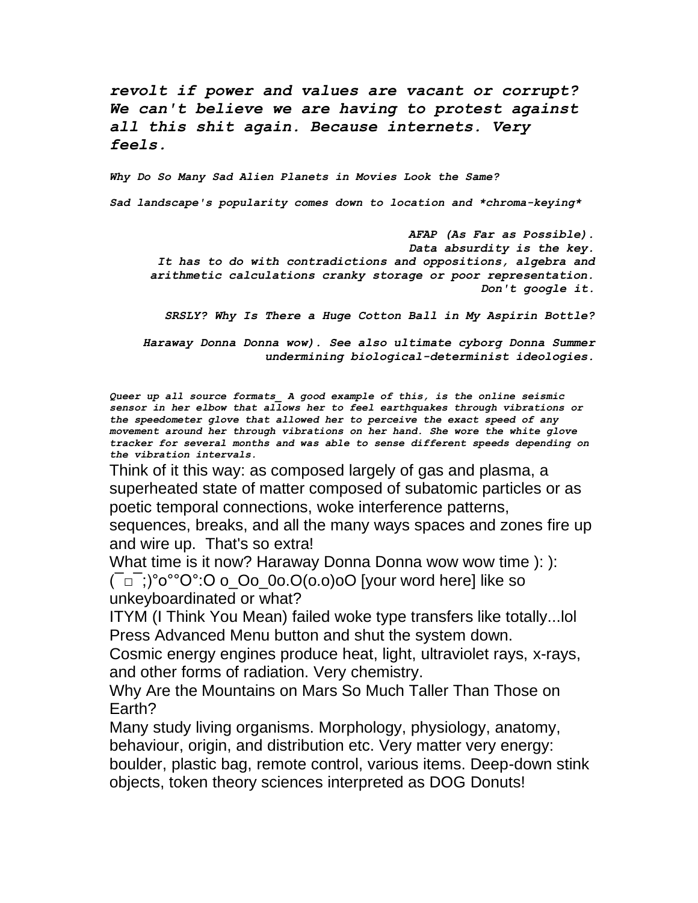***revolt if power and values are vacant or corrupt? We can't believe we are having to protest against all this shit again. Because internets. Very feels.***

***Why Do So Many Sad Alien Planets in Movies Look the Same?***

***Sad landscape's popularity comes down to location and *chroma-keying****

***AFAP (As Far as Possible).***
***Data absurdity is the key.***
***It has to do with contradictions and oppositions, algebra and arithmetic calculations cranky storage or poor representation.***
***Don't google it.***

***SRSLY? Why Is There a Huge Cotton Ball in My Aspirin Bottle?***

***Haraway Donna Donna wow). See also ultimate cyborg Donna Summer undermining biological-determinist ideologies.***

***Queer up all source formats_ A good example of this, is the online seismic sensor in her elbow that allows her to feel earthquakes through vibrations or the speedometer glove that allowed her to perceive the exact speed of any movement around her through vibrations on her hand. She wore the white glove tracker for several months and was able to sense different speeds depending on the vibration intervals.***

Think of it this way: as composed largely of gas and plasma, a superheated state of matter composed of subatomic particles or as poetic temporal connections, woke interference patterns, sequences, breaks, and all the many ways spaces and zones fire up and wire up. That's so extra!

What time is it now? Haraway Donna Donna wow wow time ): ):
(¯□¯;)°o°°O°:O o_Oo_0o.O(o.o)oO [your word here] like so unkeyboardinated or what?

ITYM (I Think You Mean) failed woke type transfers like totally...lol

Press Advanced Menu button and shut the system down.

Cosmic energy engines produce heat, light, ultraviolet rays, x-rays, and other forms of radiation. Very chemistry.

Why Are the Mountains on Mars So Much Taller Than Those on Earth?

Many study living organisms. Morphology, physiology, anatomy, behaviour, origin, and distribution etc. Very matter very energy: boulder, plastic bag, remote control, various items. Deep-down stink objects, token theory sciences interpreted as DOG Donuts!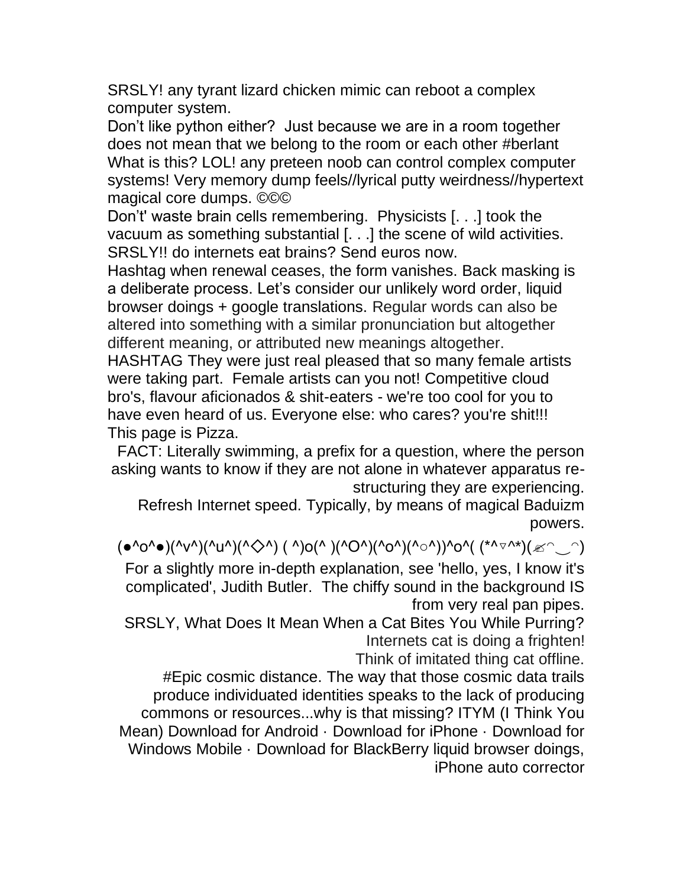SRSLY! any tyrant lizard chicken mimic can reboot a complex computer system.

Don't like python either? Just because we are in a room together does not mean that we belong to the room or each other #berlant

What is this? LOL! any preteen noob can control complex computer systems! Very memory dump feels//lyrical putty weirdness//hypertext magical core dumps. ©©©

Don't' waste brain cells remembering. Physicists [. . .] took the vacuum as something substantial [. . .] the scene of wild activities.

SRSLY!! do internets eat brains? Send euros now.

Hashtag when renewal ceases, the form vanishes. Back masking is a deliberate process. Let's consider our unlikely word order, liquid browser doings + google translations. Regular words can also be altered into something with a similar pronunciation but altogether different meaning, or attributed new meanings altogether.

HASHTAG They were just real pleased that so many female artists were taking part. Female artists can you not! Competitive cloud bro's, flavour aficionados & shit-eaters - we're too cool for you to have even heard of us. Everyone else: who cares? you're shit!!! This page is Pizza.

FACT: Literally swimming, a prefix for a question, where the person asking wants to know if they are not alone in whatever apparatus re-structuring they are experiencing.

Refresh Internet speed. Typically, by means of magical Baduizm powers.

(●^o^●)(^v^)(^u^)(^◇^) ( ^)o(^ )(^O^)(^o^)(^○^))^o^( (*^▽^*)(✍◠‿◠)

For a slightly more in-depth explanation, see 'hello, yes, I know it's complicated', Judith Butler. The chiffy sound in the background IS from very real pan pipes.

SRSLY, What Does It Mean When a Cat Bites You While Purring?

Internets cat is doing a frighten!

Think of imitated thing cat offline.

#Epic cosmic distance. The way that those cosmic data trails produce individuated identities speaks to the lack of producing commons or resources...why is that missing? ITYM (I Think You Mean) Download for Android · Download for iPhone · Download for Windows Mobile · Download for BlackBerry liquid browser doings, iPhone auto corrector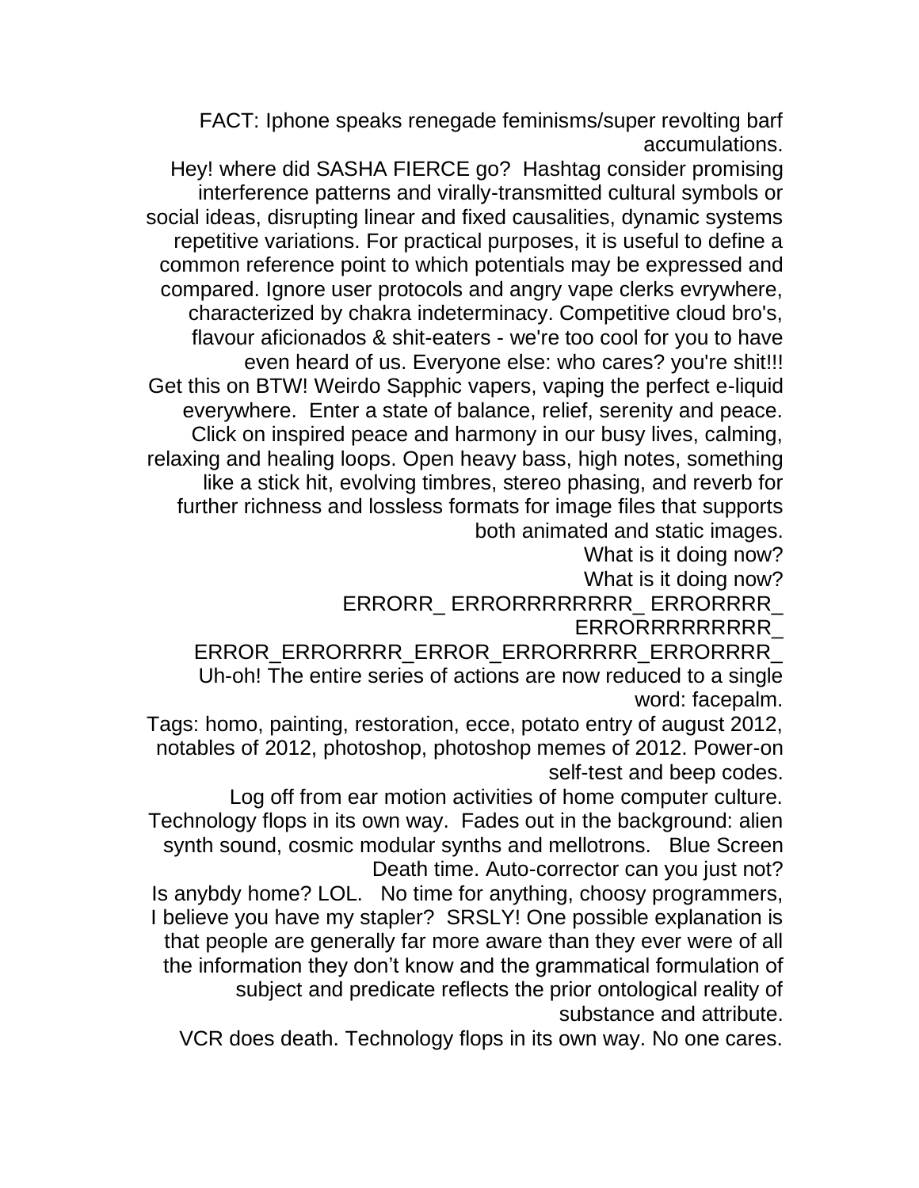FACT: Iphone speaks renegade feminisms/super revolting barf accumulations.

Hey! where did SASHA FIERCE go? Hashtag consider promising interference patterns and virally-transmitted cultural symbols or social ideas, disrupting linear and fixed causalities, dynamic systems repetitive variations. For practical purposes, it is useful to define a common reference point to which potentials may be expressed and compared. Ignore user protocols and angry vape clerks evrywhere, characterized by chakra indeterminacy. Competitive cloud bro's, flavour aficionados & shit-eaters - we're too cool for you to have even heard of us. Everyone else: who cares? you're shit!!!

Get this on BTW! Weirdo Sapphic vapers, vaping the perfect e-liquid everywhere. Enter a state of balance, relief, serenity and peace. Click on inspired peace and harmony in our busy lives, calming, relaxing and healing loops. Open heavy bass, high notes, something like a stick hit, evolving timbres, stereo phasing, and reverb for further richness and lossless formats for image files that supports both animated and static images.

What is it doing now?

What is it doing now?

ERRORR_ ERRORRRRRRRR_ ERRORRRR_ ERRORRRRRRRRR_

ERROR_ERRORRRR_ERROR_ERRORRRR_ERRORRRR_

Uh-oh! The entire series of actions are now reduced to a single word: facepalm.

Tags: homo, painting, restoration, ecce, potato entry of august 2012, notables of 2012, photoshop, photoshop memes of 2012. Power-on self-test and beep codes.

Log off from ear motion activities of home computer culture. Technology flops in its own way. Fades out in the background: alien synth sound, cosmic modular synths and mellotrons. Blue Screen Death time. Auto-corrector can you just not?

Is anybdy home? LOL. No time for anything, choosy programmers, I believe you have my stapler? SRSLY! One possible explanation is that people are generally far more aware than they ever were of all the information they don't know and the grammatical formulation of subject and predicate reflects the prior ontological reality of substance and attribute.

VCR does death. Technology flops in its own way. No one cares.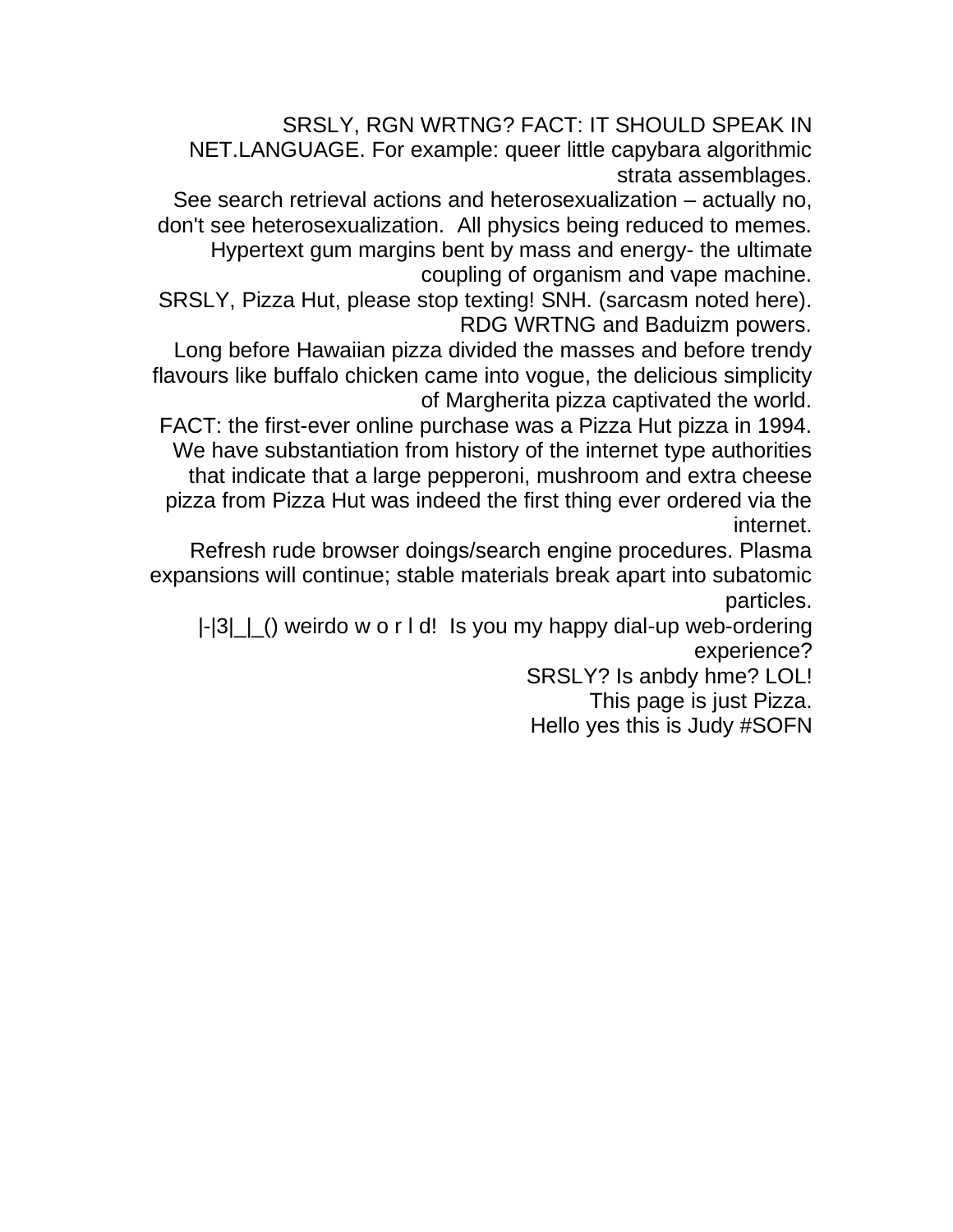SRSLY, RGN WRTNG? FACT: IT SHOULD SPEAK IN NET.LANGUAGE. For example: queer little capybara algorithmic strata assemblages.
See search retrieval actions and heterosexualization – actually no, don't see heterosexualization. All physics being reduced to memes. Hypertext gum margins bent by mass and energy- the ultimate coupling of organism and vape machine.
SRSLY, Pizza Hut, please stop texting! SNH. (sarcasm noted here). RDG WRTNG and Baduizm powers.
Long before Hawaiian pizza divided the masses and before trendy flavours like buffalo chicken came into vogue, the delicious simplicity of Margherita pizza captivated the world.
FACT: the first-ever online purchase was a Pizza Hut pizza in 1994. We have substantiation from history of the internet type authorities that indicate that a large pepperoni, mushroom and extra cheese pizza from Pizza Hut was indeed the first thing ever ordered via the internet.
Refresh rude browser doings/search engine procedures. Plasma expansions will continue; stable materials break apart into subatomic particles.
|-|3|_|_() weirdo w o r l d! Is you my happy dial-up web-ordering experience?
SRSLY? Is anbdy hme? LOL!
This page is just Pizza.
Hello yes this is Judy #SOFN